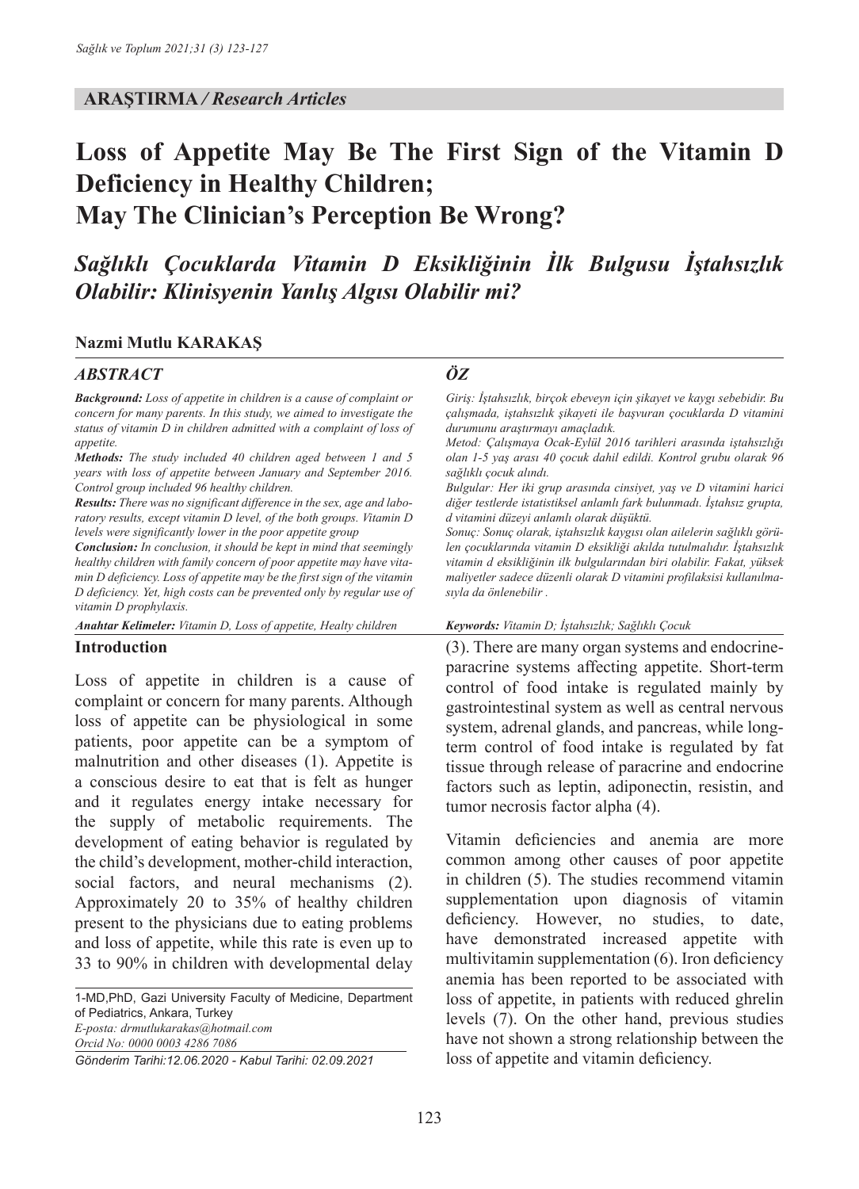**ARAŞTIRMA / *Research Articles***

# Loss of Appetite May Be The First Sign of the Vitamin D Deficiency in Healthy Children; May The Clinician's Perception Be Wrong?

## *Sağlıklı Çocuklarda Vitamin D Eksikliğinin İlk Bulgusu İştahsızlık Olabilir: Klinisyenin Yanlış Algısı Olabilir mi?*

**Nazmi Mutlu KARAKAŞ**

### *ABSTRACT*

***Background:*** *Loss of appetite in children is a cause of complaint or concern for many parents. In this study, we aimed to investigate the status of vitamin D in children admitted with a complaint of loss of appetite.*

***Methods:*** *The study included 40 children aged between 1 and 5 years with loss of appetite between January and September 2016. Control group included 96 healthy children.*

***Results:*** *There was no significant difference in the sex, age and laboratory results, except vitamin D level, of the both groups. Vitamin D levels were significantly lower in the poor appetite group*

***Conclusion:*** *In conclusion, it should be kept in mind that seemingly healthy children with family concern of poor appetite may have vitamin D deficiency. Loss of appetite may be the first sign of the vitamin D deficiency. Yet, high costs can be prevented only by regular use of vitamin D prophylaxis.*

***Anahtar Kelimeler:*** *Vitamin D, Loss of appetite, Healty children*

### *ÖZ*

*Giriş: İştahsızlık, birçok ebeveyn için şikayet ve kaygı sebebidir. Bu çalışmada, iştahsızlık şikayeti ile başvuran çocuklarda D vitamini durumunu araştırmayı amaçladık.*

*Metod: Çalışmaya Ocak-Eylül 2016 tarihleri arasında iştahsızlığı olan 1-5 yaş arası 40 çocuk dahil edildi. Kontrol grubu olarak 96 sağlıklı çocuk alındı.*

*Bulgular: Her iki grup arasında cinsiyet, yaş ve D vitamini harici diğer testlerde istatistiksel anlamlı fark bulunmadı. İştahsız grupta, d vitamini düzeyi anlamlı olarak düşüktü.*

*Sonuç: Sonuç olarak, iştahsızlık kaygısı olan ailelerin sağlıklı görülen çocuklarında vitamin D eksikliği akılda tutulmalıdır. İştahsızlık vitamin d eksikliğinin ilk bulgularından biri olabilir. Fakat, yüksek maliyetler sadece düzenli olarak D vitamini profilaksisi kullanılmasıyla da önlenebilir .*

***Keywords:*** *Vitamin D; İştahsızlık; Sağlıklı Çocuk*

### Introduction

Loss of appetite in children is a cause of complaint or concern for many parents. Although loss of appetite can be physiological in some patients, poor appetite can be a symptom of malnutrition and other diseases (1). Appetite is a conscious desire to eat that is felt as hunger and it regulates energy intake necessary for the supply of metabolic requirements. The development of eating behavior is regulated by the child's development, mother-child interaction, social factors, and neural mechanisms (2). Approximately 20 to 35% of healthy children present to the physicians due to eating problems and loss of appetite, while this rate is even up to 33 to 90% in children with developmental delay (3). There are many organ systems and endocrine-paracrine systems affecting appetite. Short-term control of food intake is regulated mainly by gastrointestinal system as well as central nervous system, adrenal glands, and pancreas, while long-term control of food intake is regulated by fat tissue through release of paracrine and endocrine factors such as leptin, adiponectin, resistin, and tumor necrosis factor alpha (4).

Vitamin deficiencies and anemia are more common among other causes of poor appetite in children (5). The studies recommend vitamin supplementation upon diagnosis of vitamin deficiency. However, no studies, to date, have demonstrated increased appetite with multivitamin supplementation (6). Iron deficiency anemia has been reported to be associated with loss of appetite, in patients with reduced ghrelin levels (7). On the other hand, previous studies have not shown a strong relationship between the loss of appetite and vitamin deficiency.

1-MD,PhD, Gazi University Faculty of Medicine, Department of Pediatrics, Ankara, Turkey
*E-posta: drmutlukarakas@hotmail.com*
*Orcid No: 0000 0003 4286 7086*
*Gönderim Tarihi:12.06.2020 - Kabul Tarihi: 02.09.2021*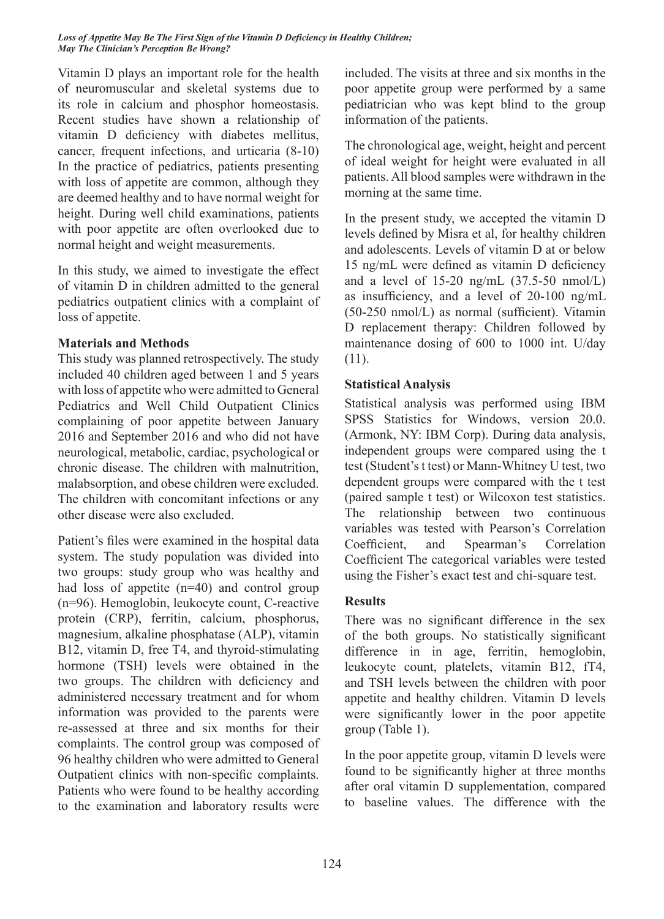Vitamin D plays an important role for the health of neuromuscular and skeletal systems due to its role in calcium and phosphor homeostasis. Recent studies have shown a relationship of vitamin D deficiency with diabetes mellitus, cancer, frequent infections, and urticaria (8-10) In the practice of pediatrics, patients presenting with loss of appetite are common, although they are deemed healthy and to have normal weight for height. During well child examinations, patients with poor appetite are often overlooked due to normal height and weight measurements.

In this study, we aimed to investigate the effect of vitamin D in children admitted to the general pediatrics outpatient clinics with a complaint of loss of appetite.

## Materials and Methods

This study was planned retrospectively. The study included 40 children aged between 1 and 5 years with loss of appetite who were admitted to General Pediatrics and Well Child Outpatient Clinics complaining of poor appetite between January 2016 and September 2016 and who did not have neurological, metabolic, cardiac, psychological or chronic disease. The children with malnutrition, malabsorption, and obese children were excluded. The children with concomitant infections or any other disease were also excluded.

Patient's files were examined in the hospital data system. The study population was divided into two groups: study group who was healthy and had loss of appetite (n=40) and control group (n=96). Hemoglobin, leukocyte count, C-reactive protein (CRP), ferritin, calcium, phosphorus, magnesium, alkaline phosphatase (ALP), vitamin B12, vitamin D, free T4, and thyroid-stimulating hormone (TSH) levels were obtained in the two groups. The children with deficiency and administered necessary treatment and for whom information was provided to the parents were re-assessed at three and six months for their complaints. The control group was composed of 96 healthy children who were admitted to General Outpatient clinics with non-specific complaints. Patients who were found to be healthy according to the examination and laboratory results were included. The visits at three and six months in the poor appetite group were performed by a same pediatrician who was kept blind to the group information of the patients.

The chronological age, weight, height and percent of ideal weight for height were evaluated in all patients. All blood samples were withdrawn in the morning at the same time.

In the present study, we accepted the vitamin D levels defined by Misra et al, for healthy children and adolescents. Levels of vitamin D at or below 15 ng/mL were defined as vitamin D deficiency and a level of 15-20 ng/mL (37.5-50 nmol/L) as insufficiency, and a level of 20-100 ng/mL (50-250 nmol/L) as normal (sufficient). Vitamin D replacement therapy: Children followed by maintenance dosing of 600 to 1000 int. U/day (11).

## Statistical Analysis

Statistical analysis was performed using IBM SPSS Statistics for Windows, version 20.0. (Armonk, NY: IBM Corp). During data analysis, independent groups were compared using the t test (Student's t test) or Mann-Whitney U test, two dependent groups were compared with the t test (paired sample t test) or Wilcoxon test statistics. The relationship between two continuous variables was tested with Pearson's Correlation Coefficient, and Spearman's Correlation Coefficient The categorical variables were tested using the Fisher's exact test and chi-square test.

## Results

There was no significant difference in the sex of the both groups. No statistically significant difference in in age, ferritin, hemoglobin, leukocyte count, platelets, vitamin B12, fT4, and TSH levels between the children with poor appetite and healthy children. Vitamin D levels were significantly lower in the poor appetite group (Table 1).

In the poor appetite group, vitamin D levels were found to be significantly higher at three months after oral vitamin D supplementation, compared to baseline values. The difference with the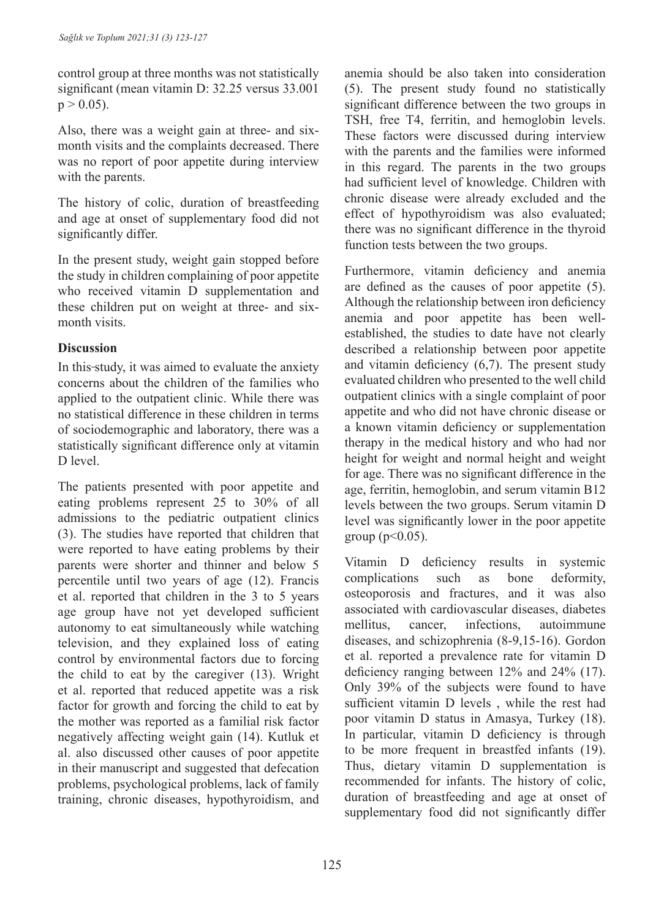control group at three months was not statistically significant (mean vitamin D: 32.25 versus 33.001 $p > 0.05$).

Also, there was a weight gain at three- and six-month visits and the complaints decreased. There was no report of poor appetite during interview with the parents.

The history of colic, duration of breastfeeding and age at onset of supplementary food did not significantly differ.

In the present study, weight gain stopped before the study in children complaining of poor appetite who received vitamin D supplementation and these children put on weight at three- and six-month visits.

**Discussion**

In this study, it was aimed to evaluate the anxiety concerns about the children of the families who applied to the outpatient clinic. While there was no statistical difference in these children in terms of sociodemographic and laboratory, there was a statistically significant difference only at vitamin D level.

The patients presented with poor appetite and eating problems represent 25 to 30% of all admissions to the pediatric outpatient clinics (3). The studies have reported that children that were reported to have eating problems by their parents were shorter and thinner and below 5 percentile until two years of age (12). Francis et al. reported that children in the 3 to 5 years age group have not yet developed sufficient autonomy to eat simultaneously while watching television, and they explained loss of eating control by environmental factors due to forcing the child to eat by the caregiver (13). Wright et al. reported that reduced appetite was a risk factor for growth and forcing the child to eat by the mother was reported as a familial risk factor negatively affecting weight gain (14). Kutluk et al. also discussed other causes of poor appetite in their manuscript and suggested that defecation problems, psychological problems, lack of family training, chronic diseases, hypothyroidism, and anemia should be also taken into consideration (5). The present study found no statistically significant difference between the two groups in TSH, free T4, ferritin, and hemoglobin levels. These factors were discussed during interview with the parents and the families were informed in this regard. The parents in the two groups had sufficient level of knowledge. Children with chronic disease were already excluded and the effect of hypothyroidism was also evaluated; there was no significant difference in the thyroid function tests between the two groups.

Furthermore, vitamin deficiency and anemia are defined as the causes of poor appetite (5). Although the relationship between iron deficiency anemia and poor appetite has been well-established, the studies to date have not clearly described a relationship between poor appetite and vitamin deficiency (6,7). The present study evaluated children who presented to the well child outpatient clinics with a single complaint of poor appetite and who did not have chronic disease or a known vitamin deficiency or supplementation therapy in the medical history and who had nor height for weight and normal height and weight for age. There was no significant difference in the age, ferritin, hemoglobin, and serum vitamin B12 levels between the two groups. Serum vitamin D level was significantly lower in the poor appetite group ($p<0.05$).

Vitamin D deficiency results in systemic complications such as bone deformity, osteoporosis and fractures, and it was also associated with cardiovascular diseases, diabetes mellitus, cancer, infections, autoimmune diseases, and schizophrenia (8-9,15-16). Gordon et al. reported a prevalence rate for vitamin D deficiency ranging between 12% and 24% (17). Only 39% of the subjects were found to have sufficient vitamin D levels , while the rest had poor vitamin D status in Amasya, Turkey (18). In particular, vitamin D deficiency is through to be more frequent in breastfed infants (19). Thus, dietary vitamin D supplementation is recommended for infants. The history of colic, duration of breastfeeding and age at onset of supplementary food did not significantly differ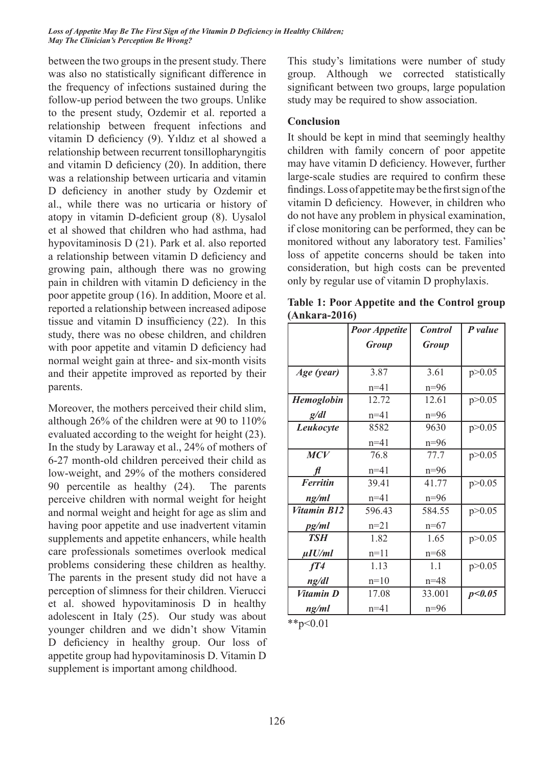between the two groups in the present study. There was also no statistically significant difference in the frequency of infections sustained during the follow-up period between the two groups. Unlike to the present study, Ozdemir et al. reported a relationship between frequent infections and vitamin D deficiency (9). Yıldız et al showed a relationship between recurrent tonsillopharyngitis and vitamin D deficiency (20). In addition, there was a relationship between urticaria and vitamin D deficiency in another study by Ozdemir et al., while there was no urticaria or history of atopy in vitamin D-deficient group (8). Uysalol et al showed that children who had asthma, had hypovitaminosis D (21). Park et al. also reported a relationship between vitamin D deficiency and growing pain, although there was no growing pain in children with vitamin D deficiency in the poor appetite group (16). In addition, Moore et al. reported a relationship between increased adipose tissue and vitamin D insufficiency (22). In this study, there was no obese children, and children with poor appetite and vitamin D deficiency had normal weight gain at three- and six-month visits and their appetite improved as reported by their parents.

Moreover, the mothers perceived their child slim, although 26% of the children were at 90 to 110% evaluated according to the weight for height (23). In the study by Laraway et al., 24% of mothers of 6-27 month-old children perceived their child as low-weight, and 29% of the mothers considered 90 percentile as healthy (24). The parents perceive children with normal weight for height and normal weight and height for age as slim and having poor appetite and use inadvertent vitamin supplements and appetite enhancers, while health care professionals sometimes overlook medical problems considering these children as healthy. The parents in the present study did not have a perception of slimness for their children. Vierucci et al. showed hypovitaminosis D in healthy adolescent in Italy (25). Our study was about younger children and we didn't show Vitamin D deficiency in healthy group. Our loss of appetite group had hypovitaminosis D. Vitamin D supplement is important among childhood.

This study's limitations were number of study group. Although we corrected statistically significant between two groups, large population study may be required to show association.

## Conclusion

It should be kept in mind that seemingly healthy children with family concern of poor appetite may have vitamin D deficiency. However, further large-scale studies are required to confirm these findings. Loss of appetite may be the first sign of the vitamin D deficiency. However, in children who do not have any problem in physical examination, if close monitoring can be performed, they can be monitored without any laboratory test. Families' loss of appetite concerns should be taken into consideration, but high costs can be prevented only by regular use of vitamin D prophylaxis.

**Table 1: Poor Appetite and the Control group (Ankara-2016)**

| | ***Poor Appetite Group*** | ***Control Group*** | ***P value*** |
|---|---|---|---|
| ***Age (year)*** | 3.87 n=41 | 3.61 n=96 | p>0.05 |
| ***Hemoglobin g/dl*** | 12.72 n=41 | 12.61 n=96 | p>0.05 |
| ***Leukocyte*** | 8582 n=41 | 9630 n=96 | p>0.05 |
| ***MCV fl*** | 76.8 n=41 | 77.7 n=96 | p>0.05 |
| ***Ferritin ng/ml*** | 39.41 n=41 | 41.77 n=96 | p>0.05 |
| ***Vitamin B12 pg/ml*** | 596.43 n=21 | 584.55 n=67 | p>0.05 |
| ***TSH μIU/ml*** | 1.82 n=11 | 1.65 n=68 | p>0.05 |
| ***fT4 ng/dl*** | 1.13 n=10 | 1.1 n=48 | p>0.05 |
| ***Vitamin D ng/ml*** | 17.08 n=41 | 33.001 n=96 | ***p<0.05*** |

**p<0.01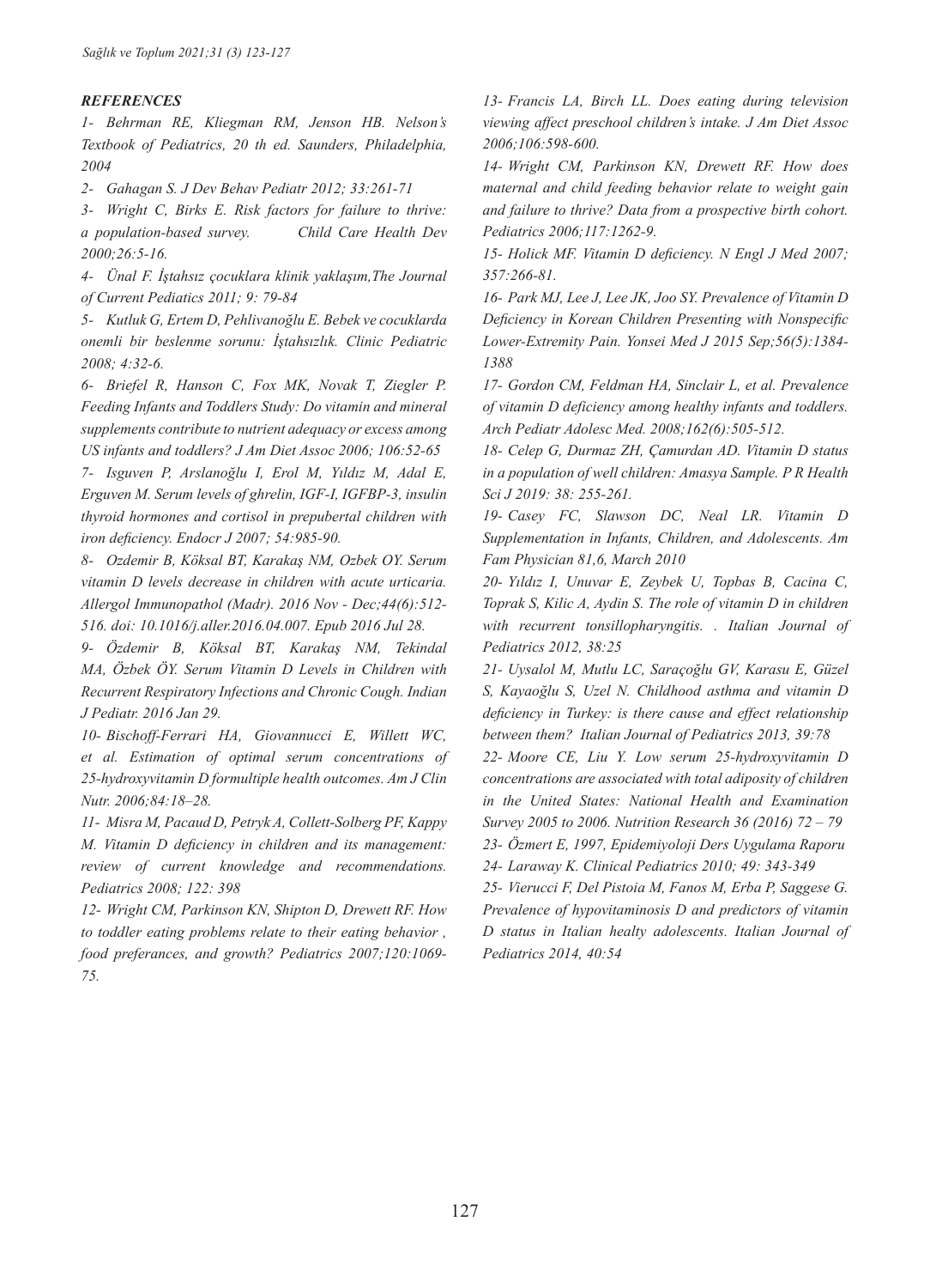***REFERENCES***

*1- Behrman RE, Kliegman RM, Jenson HB. Nelson's Textbook of Pediatrics, 20 th ed. Saunders, Philadelphia, 2004*

*2- Gahagan S. J Dev Behav Pediatr 2012; 33:261-71*

*3- Wright C, Birks E. Risk factors for failure to thrive: a population-based survey. Child Care Health Dev 2000;26:5-16.*

*4- Ünal F. İştahsız çocuklara klinik yaklaşım,The Journal of Current Pediatrics 2011; 9: 79-84*

*5- Kutluk G, Ertem D, Pehlivanoğlu E. Bebek ve cocuklarda onemli bir beslenme sorunu: İştahsızlık. Clinic Pediatric 2008; 4:32-6.*

*6- Briefel R, Hanson C, Fox MK, Novak T, Ziegler P. Feeding Infants and Toddlers Study: Do vitamin and mineral supplements contribute to nutrient adequacy or excess among US infants and toddlers? J Am Diet Assoc 2006; 106:52-65*

*7- Isguven P, Arslanoğlu I, Erol M, Yıldız M, Adal E, Erguven M. Serum levels of ghrelin, IGF-I, IGFBP-3, insulin thyroid hormones and cortisol in prepubertal children with iron deficiency. Endocr J 2007; 54:985-90.*

*8- Ozdemir B, Köksal BT, Karakaş NM, Ozbek OY. Serum vitamin D levels decrease in children with acute urticaria. Allergol Immunopathol (Madr). 2016 Nov - Dec;44(6):512-516. doi: 10.1016/j.aller.2016.04.007. Epub 2016 Jul 28.*

*9- Özdemir B, Köksal BT, Karakaş NM, Tekindal MA, Özbek ÖY. Serum Vitamin D Levels in Children with Recurrent Respiratory Infections and Chronic Cough. Indian J Pediatr. 2016 Jan 29.*

*10- Bischoff-Ferrari HA, Giovannucci E, Willett WC, et al. Estimation of optimal serum concentrations of 25-hydroxyvitamin D formultiple health outcomes. Am J Clin Nutr. 2006;84:18–28.*

*11- Misra M, Pacaud D, Petryk A, Collett-Solberg PF, Kappy M. Vitamin D deficiency in children and its management: review of current knowledge and recommendations. Pediatrics 2008; 122: 398*

*12- Wright CM, Parkinson KN, Shipton D, Drewett RF. How to toddler eating problems relate to their eating behavior , food preferances, and growth? Pediatrics 2007;120:1069-75.*

*13- Francis LA, Birch LL. Does eating during television viewing affect preschool children's intake. J Am Diet Assoc 2006;106:598-600.*

*14- Wright CM, Parkinson KN, Drewett RF. How does maternal and child feeding behavior relate to weight gain and failure to thrive? Data from a prospective birth cohort. Pediatrics 2006;117:1262-9.*

*15- Holick MF. Vitamin D deficiency. N Engl J Med 2007; 357:266-81.*

*16- Park MJ, Lee J, Lee JK, Joo SY. Prevalence of Vitamin D Deficiency in Korean Children Presenting with Nonspecific Lower-Extremity Pain. Yonsei Med J 2015 Sep;56(5):1384-1388*

*17- Gordon CM, Feldman HA, Sinclair L, et al. Prevalence of vitamin D deficiency among healthy infants and toddlers. Arch Pediatr Adolesc Med. 2008;162(6):505-512.*

*18- Celep G, Durmaz ZH, Çamurdan AD. Vitamin D status in a population of well children: Amasya Sample. P R Health Sci J 2019: 38: 255-261.*

*19- Casey FC, Slawson DC, Neal LR. Vitamin D Supplementation in Infants, Children, and Adolescents. Am Fam Physician 81,6, March 2010*

*20- Yıldız I, Unuvar E, Zeybek U, Topbas B, Cacina C, Toprak S, Kilic A, Aydin S. The role of vitamin D in children with recurrent tonsillopharyngitis. . Italian Journal of Pediatrics 2012, 38:25*

*21- Uysalol M, Mutlu LC, Saraçoğlu GV, Karasu E, Güzel S, Kayaoğlu S, Uzel N. Childhood asthma and vitamin D deficiency in Turkey: is there cause and effect relationship between them? Italian Journal of Pediatrics 2013, 39:78*

*22- Moore CE, Liu Y. Low serum 25-hydroxyvitamin D concentrations are associated with total adiposity of children in the United States: National Health and Examination Survey 2005 to 2006. Nutrition Research 36 (2016) 72 – 79*

*23- Özmert E, 1997, Epidemiyoloji Ders Uygulama Raporu*

*24- Laraway K. Clinical Pediatrics 2010; 49: 343-349*

*25- Vierucci F, Del Pistoia M, Fanos M, Erba P, Saggese G. Prevalence of hypovitaminosis D and predictors of vitamin D status in Italian healty adolescents. Italian Journal of Pediatrics 2014, 40:54*